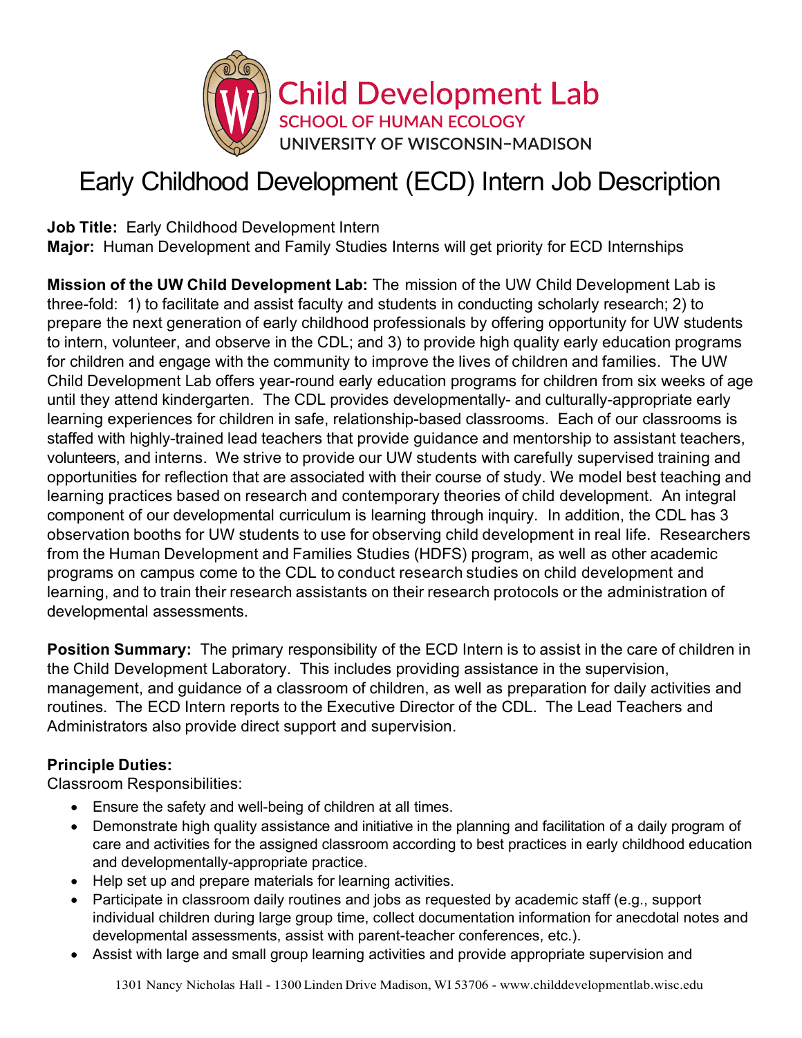Child Development Lab
SCHOOL OF HUMAN ECOLOGY
UNIVERSITY OF WISCONSIN–MADISON

# Early Childhood Development (ECD) Intern Job Description

**Job Title:** Early Childhood Development Intern
**Major:** Human Development and Family Studies Interns will get priority for ECD Internships

**Mission of the UW Child Development Lab:** The mission of the UW Child Development Lab is three-fold: 1) to facilitate and assist faculty and students in conducting scholarly research; 2) to prepare the next generation of early childhood professionals by offering opportunity for UW students to intern, volunteer, and observe in the CDL; and 3) to provide high quality early education programs for children and engage with the community to improve the lives of children and families. The UW Child Development Lab offers year-round early education programs for children from six weeks of age until they attend kindergarten. The CDL provides developmentally- and culturally-appropriate early learning experiences for children in safe, relationship-based classrooms. Each of our classrooms is staffed with highly-trained lead teachers that provide guidance and mentorship to assistant teachers, volunteers, and interns. We strive to provide our UW students with carefully supervised training and opportunities for reflection that are associated with their course of study. We model best teaching and learning practices based on research and contemporary theories of child development. An integral component of our developmental curriculum is learning through inquiry. In addition, the CDL has 3 observation booths for UW students to use for observing child development in real life. Researchers from the Human Development and Families Studies (HDFS) program, as well as other academic programs on campus come to the CDL to conduct research studies on child development and learning, and to train their research assistants on their research protocols or the administration of developmental assessments.

**Position Summary:** The primary responsibility of the ECD Intern is to assist in the care of children in the Child Development Laboratory. This includes providing assistance in the supervision, management, and guidance of a classroom of children, as well as preparation for daily activities and routines. The ECD Intern reports to the Executive Director of the CDL. The Lead Teachers and Administrators also provide direct support and supervision.

**Principle Duties:**
Classroom Responsibilities:

- Ensure the safety and well-being of children at all times.
- Demonstrate high quality assistance and initiative in the planning and facilitation of a daily program of care and activities for the assigned classroom according to best practices in early childhood education and developmentally-appropriate practice.
- Help set up and prepare materials for learning activities.
- Participate in classroom daily routines and jobs as requested by academic staff (e.g., support individual children during large group time, collect documentation information for anecdotal notes and developmental assessments, assist with parent-teacher conferences, etc.).
- Assist with large and small group learning activities and provide appropriate supervision and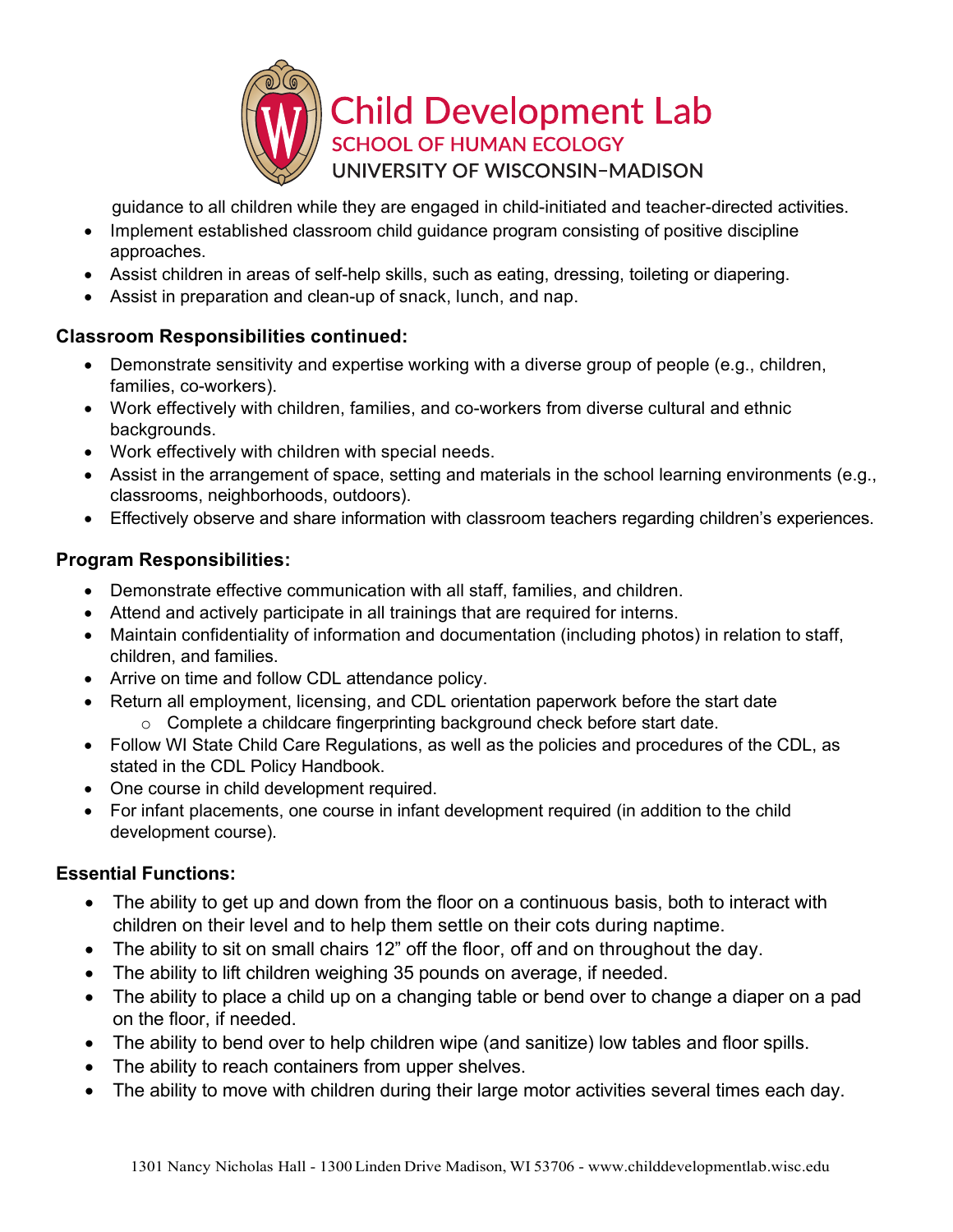guidance to all children while they are engaged in child-initiated and teacher-directed activities.

- Implement established classroom child guidance program consisting of positive discipline approaches.
- Assist children in areas of self-help skills, such as eating, dressing, toileting or diapering.
- Assist in preparation and clean-up of snack, lunch, and nap.

**Classroom Responsibilities continued:**

- Demonstrate sensitivity and expertise working with a diverse group of people (e.g., children, families, co-workers).
- Work effectively with children, families, and co-workers from diverse cultural and ethnic backgrounds.
- Work effectively with children with special needs.
- Assist in the arrangement of space, setting and materials in the school learning environments (e.g., classrooms, neighborhoods, outdoors).
- Effectively observe and share information with classroom teachers regarding children's experiences.

**Program Responsibilities:**

- Demonstrate effective communication with all staff, families, and children.
- Attend and actively participate in all trainings that are required for interns.
- Maintain confidentiality of information and documentation (including photos) in relation to staff, children, and families.
- Arrive on time and follow CDL attendance policy.
- Return all employment, licensing, and CDL orientation paperwork before the start date
    - Complete a childcare fingerprinting background check before start date.
- Follow WI State Child Care Regulations, as well as the policies and procedures of the CDL, as stated in the CDL Policy Handbook.
- One course in child development required.
- For infant placements, one course in infant development required (in addition to the child development course).

**Essential Functions:**

- The ability to get up and down from the floor on a continuous basis, both to interact with children on their level and to help them settle on their cots during naptime.
- The ability to sit on small chairs 12" off the floor, off and on throughout the day.
- The ability to lift children weighing 35 pounds on average, if needed.
- The ability to place a child up on a changing table or bend over to change a diaper on a pad on the floor, if needed.
- The ability to bend over to help children wipe (and sanitize) low tables and floor spills.
- The ability to reach containers from upper shelves.
- The ability to move with children during their large motor activities several times each day.